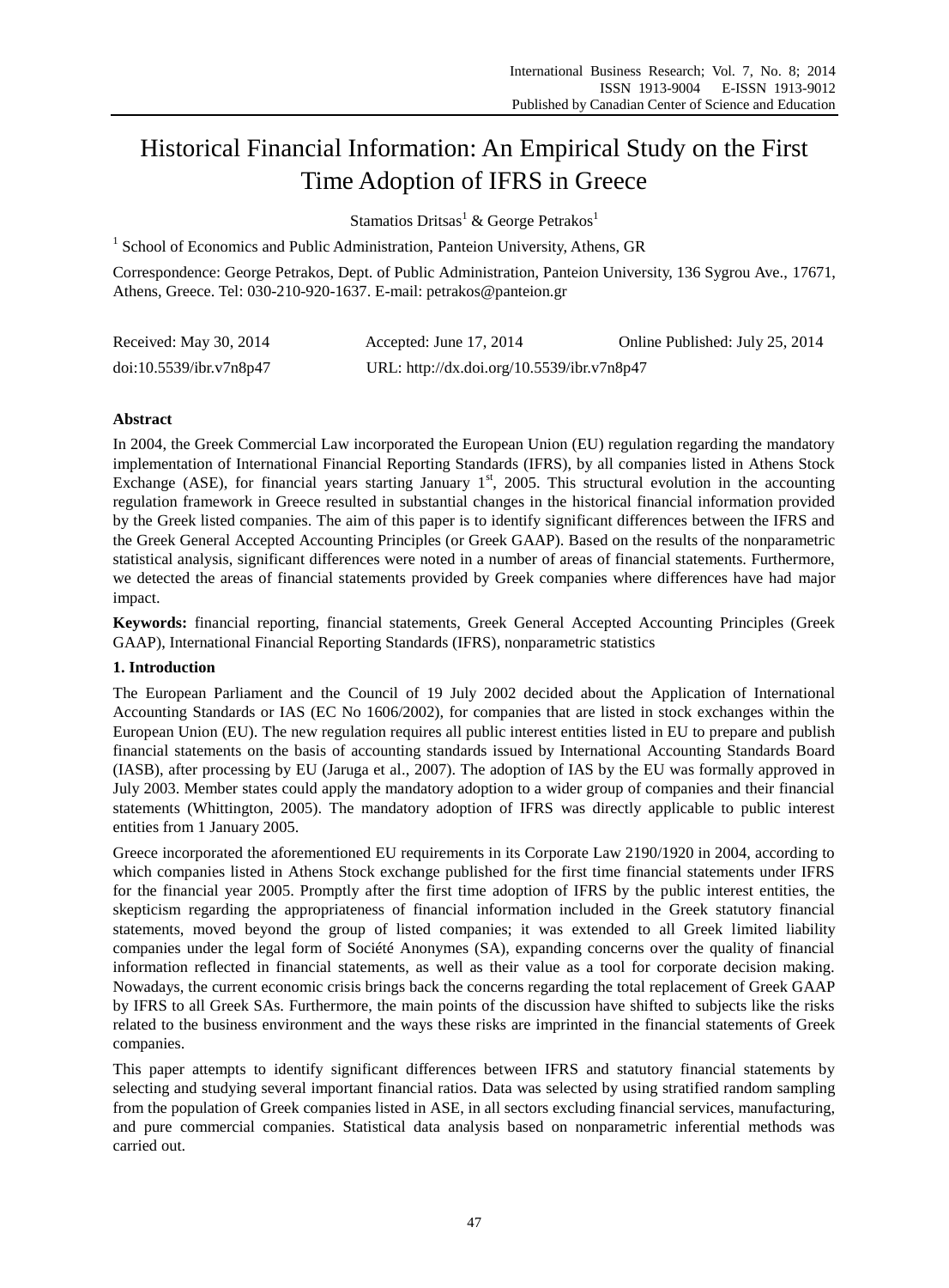# Historical Financial Information: An Empirical Study on the First Time Adoption of IFRS in Greece

Stamatios Dritsas[1] & George Petrakos[1]

[1] School of Economics and Public Administration, Panteion University, Athens, GR

Correspondence: George Petrakos, Dept. of Public Administration, Panteion University, 136 Sygrou Ave., 17671, Athens, Greece. Tel: 030-210-920-1637. E-mail: petrakos@panteion.gr

| Received: May 30, 2014 | Accepted: June 17, 2014 | Online Published: July 25, 2014 |
|---|---|---|
| doi:10.5539/ibr.v7n8p47 | URL: http://dx.doi.org/10.5539/ibr.v7n8p47 | |

**Abstract**

In 2004, the Greek Commercial Law incorporated the European Union (EU) regulation regarding the mandatory implementation of International Financial Reporting Standards (IFRS), by all companies listed in Athens Stock Exchange (ASE), for financial years starting January 1st, 2005. This structural evolution in the accounting regulation framework in Greece resulted in substantial changes in the historical financial information provided by the Greek listed companies. The aim of this paper is to identify significant differences between the IFRS and the Greek General Accepted Accounting Principles (or Greek GAAP). Based on the results of the nonparametric statistical analysis, significant differences were noted in a number of areas of financial statements. Furthermore, we detected the areas of financial statements provided by Greek companies where differences have had major impact.

**Keywords:** financial reporting, financial statements, Greek General Accepted Accounting Principles (Greek GAAP), International Financial Reporting Standards (IFRS), nonparametric statistics

## 1. Introduction

The European Parliament and the Council of 19 July 2002 decided about the Application of International Accounting Standards or IAS (EC No 1606/2002), for companies that are listed in stock exchanges within the European Union (EU). The new regulation requires all public interest entities listed in EU to prepare and publish financial statements on the basis of accounting standards issued by International Accounting Standards Board (IASB), after processing by EU (Jaruga et al., 2007). The adoption of IAS by the EU was formally approved in July 2003. Member states could apply the mandatory adoption to a wider group of companies and their financial statements (Whittington, 2005). The mandatory adoption of IFRS was directly applicable to public interest entities from 1 January 2005.

Greece incorporated the aforementioned EU requirements in its Corporate Law 2190/1920 in 2004, according to which companies listed in Athens Stock exchange published for the first time financial statements under IFRS for the financial year 2005. Promptly after the first time adoption of IFRS by the public interest entities, the skepticism regarding the appropriateness of financial information included in the Greek statutory financial statements, moved beyond the group of listed companies; it was extended to all Greek limited liability companies under the legal form of Société Anonymes (SA), expanding concerns over the quality of financial information reflected in financial statements, as well as their value as a tool for corporate decision making. Nowadays, the current economic crisis brings back the concerns regarding the total replacement of Greek GAAP by IFRS to all Greek SAs. Furthermore, the main points of the discussion have shifted to subjects like the risks related to the business environment and the ways these risks are imprinted in the financial statements of Greek companies.

This paper attempts to identify significant differences between IFRS and statutory financial statements by selecting and studying several important financial ratios. Data was selected by using stratified random sampling from the population of Greek companies listed in ASE, in all sectors excluding financial services, manufacturing, and pure commercial companies. Statistical data analysis based on nonparametric inferential methods was carried out.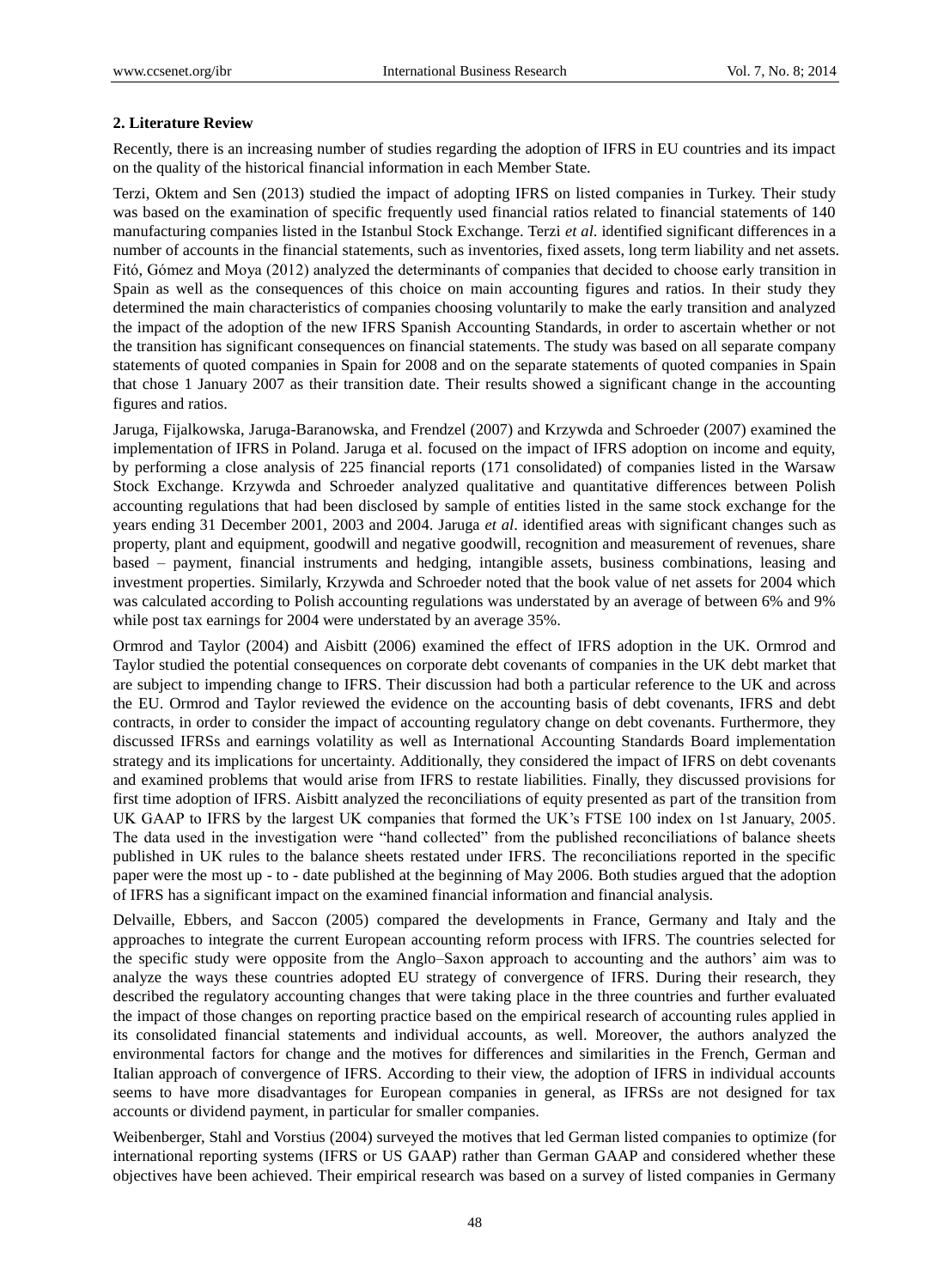## 2. Literature Review

Recently, there is an increasing number of studies regarding the adoption of IFRS in EU countries and its impact on the quality of the historical financial information in each Member State.

Terzi, Oktem and Sen (2013) studied the impact of adopting IFRS on listed companies in Turkey. Their study was based on the examination of specific frequently used financial ratios related to financial statements of 140 manufacturing companies listed in the Istanbul Stock Exchange. Terzi *et al*. identified significant differences in a number of accounts in the financial statements, such as inventories, fixed assets, long term liability and net assets. Fitó, Gómez and Moya (2012) analyzed the determinants of companies that decided to choose early transition in Spain as well as the consequences of this choice on main accounting figures and ratios. In their study they determined the main characteristics of companies choosing voluntarily to make the early transition and analyzed the impact of the adoption of the new IFRS Spanish Accounting Standards, in order to ascertain whether or not the transition has significant consequences on financial statements. The study was based on all separate company statements of quoted companies in Spain for 2008 and on the separate statements of quoted companies in Spain that chose 1 January 2007 as their transition date. Their results showed a significant change in the accounting figures and ratios.

Jaruga, Fijalkowska, Jaruga-Baranowska, and Frendzel (2007) and Krzywda and Schroeder (2007) examined the implementation of IFRS in Poland. Jaruga et al. focused on the impact of IFRS adoption on income and equity, by performing a close analysis of 225 financial reports (171 consolidated) of companies listed in the Warsaw Stock Exchange. Krzywda and Schroeder analyzed qualitative and quantitative differences between Polish accounting regulations that had been disclosed by sample of entities listed in the same stock exchange for the years ending 31 December 2001, 2003 and 2004. Jaruga *et al*. identified areas with significant changes such as property, plant and equipment, goodwill and negative goodwill, recognition and measurement of revenues, share based – payment, financial instruments and hedging, intangible assets, business combinations, leasing and investment properties. Similarly, Krzywda and Schroeder noted that the book value of net assets for 2004 which was calculated according to Polish accounting regulations was understated by an average of between 6% and 9% while post tax earnings for 2004 were understated by an average 35%.

Ormrod and Taylor (2004) and Aisbitt (2006) examined the effect of IFRS adoption in the UK. Ormrod and Taylor studied the potential consequences on corporate debt covenants of companies in the UK debt market that are subject to impending change to IFRS. Their discussion had both a particular reference to the UK and across the EU. Ormrod and Taylor reviewed the evidence on the accounting basis of debt covenants, IFRS and debt contracts, in order to consider the impact of accounting regulatory change on debt covenants. Furthermore, they discussed IFRSs and earnings volatility as well as International Accounting Standards Board implementation strategy and its implications for uncertainty. Additionally, they considered the impact of IFRS on debt covenants and examined problems that would arise from IFRS to restate liabilities. Finally, they discussed provisions for first time adoption of IFRS. Aisbitt analyzed the reconciliations of equity presented as part of the transition from UK GAAP to IFRS by the largest UK companies that formed the UK's FTSE 100 index on 1st January, 2005. The data used in the investigation were "hand collected" from the published reconciliations of balance sheets published in UK rules to the balance sheets restated under IFRS. The reconciliations reported in the specific paper were the most up - to - date published at the beginning of May 2006. Both studies argued that the adoption of IFRS has a significant impact on the examined financial information and financial analysis.

Delvaille, Ebbers, and Saccon (2005) compared the developments in France, Germany and Italy and the approaches to integrate the current European accounting reform process with IFRS. The countries selected for the specific study were opposite from the Anglo–Saxon approach to accounting and the authors' aim was to analyze the ways these countries adopted EU strategy of convergence of IFRS. During their research, they described the regulatory accounting changes that were taking place in the three countries and further evaluated the impact of those changes on reporting practice based on the empirical research of accounting rules applied in its consolidated financial statements and individual accounts, as well. Moreover, the authors analyzed the environmental factors for change and the motives for differences and similarities in the French, German and Italian approach of convergence of IFRS. According to their view, the adoption of IFRS in individual accounts seems to have more disadvantages for European companies in general, as IFRSs are not designed for tax accounts or dividend payment, in particular for smaller companies.

Weibenberger, Stahl and Vorstius (2004) surveyed the motives that led German listed companies to optimize (for international reporting systems (IFRS or US GAAP) rather than German GAAP and considered whether these objectives have been achieved. Their empirical research was based on a survey of listed companies in Germany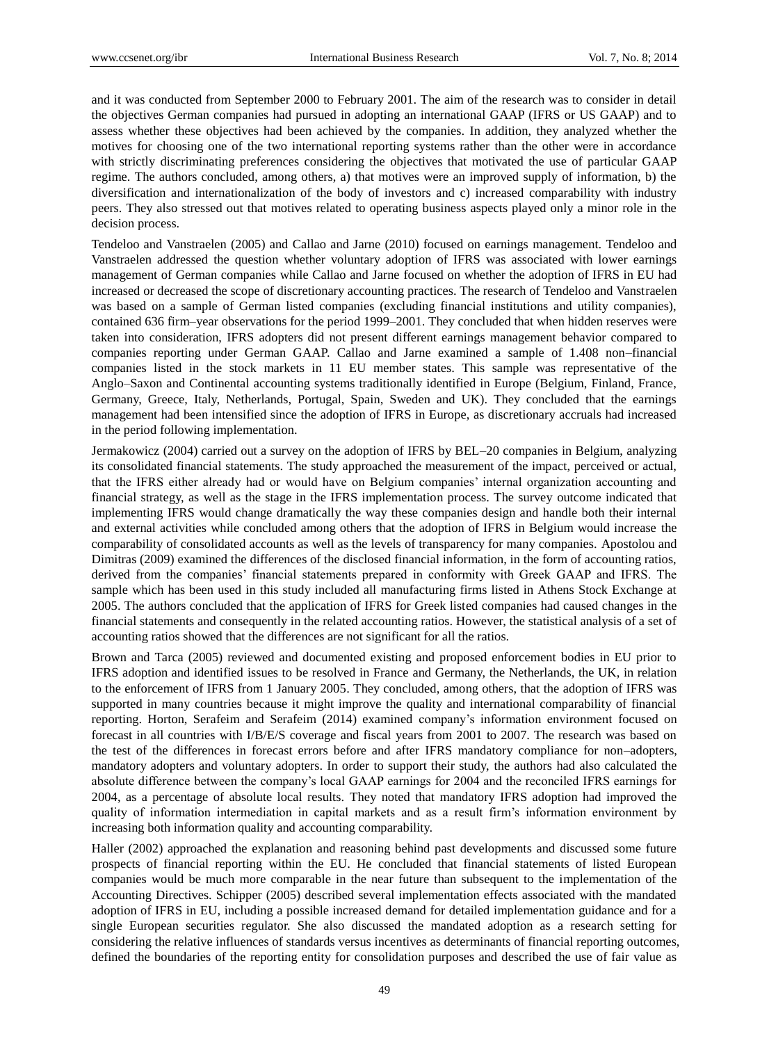and it was conducted from September 2000 to February 2001. The aim of the research was to consider in detail the objectives German companies had pursued in adopting an international GAAP (IFRS or US GAAP) and to assess whether these objectives had been achieved by the companies. In addition, they analyzed whether the motives for choosing one of the two international reporting systems rather than the other were in accordance with strictly discriminating preferences considering the objectives that motivated the use of particular GAAP regime. The authors concluded, among others, a) that motives were an improved supply of information, b) the diversification and internationalization of the body of investors and c) increased comparability with industry peers. They also stressed out that motives related to operating business aspects played only a minor role in the decision process.

Tendeloo and Vanstraelen (2005) and Callao and Jarne (2010) focused on earnings management. Tendeloo and Vanstraelen addressed the question whether voluntary adoption of IFRS was associated with lower earnings management of German companies while Callao and Jarne focused on whether the adoption of IFRS in EU had increased or decreased the scope of discretionary accounting practices. The research of Tendeloo and Vanstraelen was based on a sample of German listed companies (excluding financial institutions and utility companies), contained 636 firm–year observations for the period 1999–2001. They concluded that when hidden reserves were taken into consideration, IFRS adopters did not present different earnings management behavior compared to companies reporting under German GAAP. Callao and Jarne examined a sample of 1.408 non–financial companies listed in the stock markets in 11 EU member states. This sample was representative of the Anglo–Saxon and Continental accounting systems traditionally identified in Europe (Belgium, Finland, France, Germany, Greece, Italy, Netherlands, Portugal, Spain, Sweden and UK). They concluded that the earnings management had been intensified since the adoption of IFRS in Europe, as discretionary accruals had increased in the period following implementation.

Jermakowicz (2004) carried out a survey on the adoption of IFRS by BEL–20 companies in Belgium, analyzing its consolidated financial statements. The study approached the measurement of the impact, perceived or actual, that the IFRS either already had or would have on Belgium companies' internal organization accounting and financial strategy, as well as the stage in the IFRS implementation process. The survey outcome indicated that implementing IFRS would change dramatically the way these companies design and handle both their internal and external activities while concluded among others that the adoption of IFRS in Belgium would increase the comparability of consolidated accounts as well as the levels of transparency for many companies. Apostolou and Dimitras (2009) examined the differences of the disclosed financial information, in the form of accounting ratios, derived from the companies' financial statements prepared in conformity with Greek GAAP and IFRS. The sample which has been used in this study included all manufacturing firms listed in Athens Stock Exchange at 2005. The authors concluded that the application of IFRS for Greek listed companies had caused changes in the financial statements and consequently in the related accounting ratios. However, the statistical analysis of a set of accounting ratios showed that the differences are not significant for all the ratios.

Brown and Tarca (2005) reviewed and documented existing and proposed enforcement bodies in EU prior to IFRS adoption and identified issues to be resolved in France and Germany, the Netherlands, the UK, in relation to the enforcement of IFRS from 1 January 2005. They concluded, among others, that the adoption of IFRS was supported in many countries because it might improve the quality and international comparability of financial reporting. Horton, Serafeim and Serafeim (2014) examined company's information environment focused on forecast in all countries with I/B/E/S coverage and fiscal years from 2001 to 2007. The research was based on the test of the differences in forecast errors before and after IFRS mandatory compliance for non–adopters, mandatory adopters and voluntary adopters. In order to support their study, the authors had also calculated the absolute difference between the company's local GAAP earnings for 2004 and the reconciled IFRS earnings for 2004, as a percentage of absolute local results. They noted that mandatory IFRS adoption had improved the quality of information intermediation in capital markets and as a result firm's information environment by increasing both information quality and accounting comparability.

Haller (2002) approached the explanation and reasoning behind past developments and discussed some future prospects of financial reporting within the EU. He concluded that financial statements of listed European companies would be much more comparable in the near future than subsequent to the implementation of the Accounting Directives. Schipper (2005) described several implementation effects associated with the mandated adoption of IFRS in EU, including a possible increased demand for detailed implementation guidance and for a single European securities regulator. She also discussed the mandated adoption as a research setting for considering the relative influences of standards versus incentives as determinants of financial reporting outcomes, defined the boundaries of the reporting entity for consolidation purposes and described the use of fair value as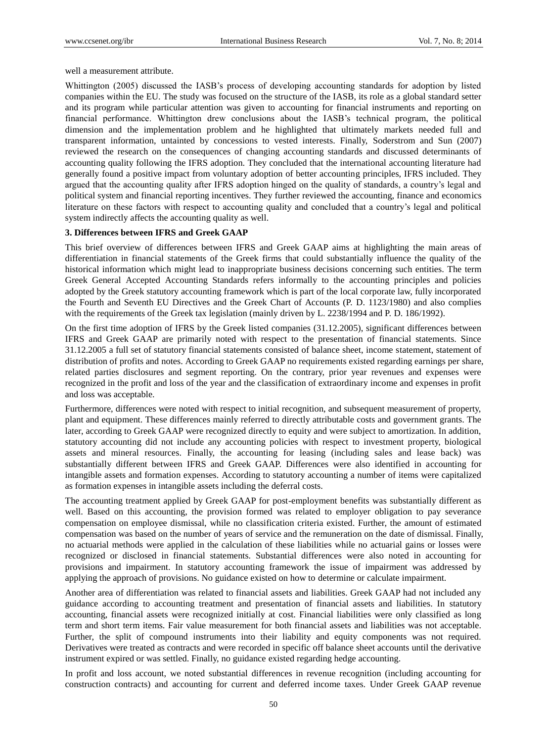well a measurement attribute.

Whittington (2005) discussed the IASB's process of developing accounting standards for adoption by listed companies within the EU. The study was focused on the structure of the IASB, its role as a global standard setter and its program while particular attention was given to accounting for financial instruments and reporting on financial performance. Whittington drew conclusions about the IASB's technical program, the political dimension and the implementation problem and he highlighted that ultimately markets needed full and transparent information, untainted by concessions to vested interests. Finally, Soderstrom and Sun (2007) reviewed the research on the consequences of changing accounting standards and discussed determinants of accounting quality following the IFRS adoption. They concluded that the international accounting literature had generally found a positive impact from voluntary adoption of better accounting principles, IFRS included. They argued that the accounting quality after IFRS adoption hinged on the quality of standards, a country's legal and political system and financial reporting incentives. They further reviewed the accounting, finance and economics literature on these factors with respect to accounting quality and concluded that a country's legal and political system indirectly affects the accounting quality as well.

## 3. Differences between IFRS and Greek GAAP

This brief overview of differences between IFRS and Greek GAAP aims at highlighting the main areas of differentiation in financial statements of the Greek firms that could substantially influence the quality of the historical information which might lead to inappropriate business decisions concerning such entities. The term Greek General Accepted Accounting Standards refers informally to the accounting principles and policies adopted by the Greek statutory accounting framework which is part of the local corporate law, fully incorporated the Fourth and Seventh EU Directives and the Greek Chart of Accounts (P. D. 1123/1980) and also complies with the requirements of the Greek tax legislation (mainly driven by L. 2238/1994 and P. D. 186/1992).

On the first time adoption of IFRS by the Greek listed companies (31.12.2005), significant differences between IFRS and Greek GAAP are primarily noted with respect to the presentation of financial statements. Since 31.12.2005 a full set of statutory financial statements consisted of balance sheet, income statement, statement of distribution of profits and notes. According to Greek GAAP no requirements existed regarding earnings per share, related parties disclosures and segment reporting. On the contrary, prior year revenues and expenses were recognized in the profit and loss of the year and the classification of extraordinary income and expenses in profit and loss was acceptable.

Furthermore, differences were noted with respect to initial recognition, and subsequent measurement of property, plant and equipment. These differences mainly referred to directly attributable costs and government grants. The later, according to Greek GAAP were recognized directly to equity and were subject to amortization. In addition, statutory accounting did not include any accounting policies with respect to investment property, biological assets and mineral resources. Finally, the accounting for leasing (including sales and lease back) was substantially different between IFRS and Greek GAAP. Differences were also identified in accounting for intangible assets and formation expenses. According to statutory accounting a number of items were capitalized as formation expenses in intangible assets including the deferral costs.

The accounting treatment applied by Greek GAAP for post-employment benefits was substantially different as well. Based on this accounting, the provision formed was related to employer obligation to pay severance compensation on employee dismissal, while no classification criteria existed. Further, the amount of estimated compensation was based on the number of years of service and the remuneration on the date of dismissal. Finally, no actuarial methods were applied in the calculation of these liabilities while no actuarial gains or losses were recognized or disclosed in financial statements. Substantial differences were also noted in accounting for provisions and impairment. In statutory accounting framework the issue of impairment was addressed by applying the approach of provisions. No guidance existed on how to determine or calculate impairment.

Another area of differentiation was related to financial assets and liabilities. Greek GAAP had not included any guidance according to accounting treatment and presentation of financial assets and liabilities. In statutory accounting, financial assets were recognized initially at cost. Financial liabilities were only classified as long term and short term items. Fair value measurement for both financial assets and liabilities was not acceptable. Further, the split of compound instruments into their liability and equity components was not required. Derivatives were treated as contracts and were recorded in specific off balance sheet accounts until the derivative instrument expired or was settled. Finally, no guidance existed regarding hedge accounting.

In profit and loss account, we noted substantial differences in revenue recognition (including accounting for construction contracts) and accounting for current and deferred income taxes. Under Greek GAAP revenue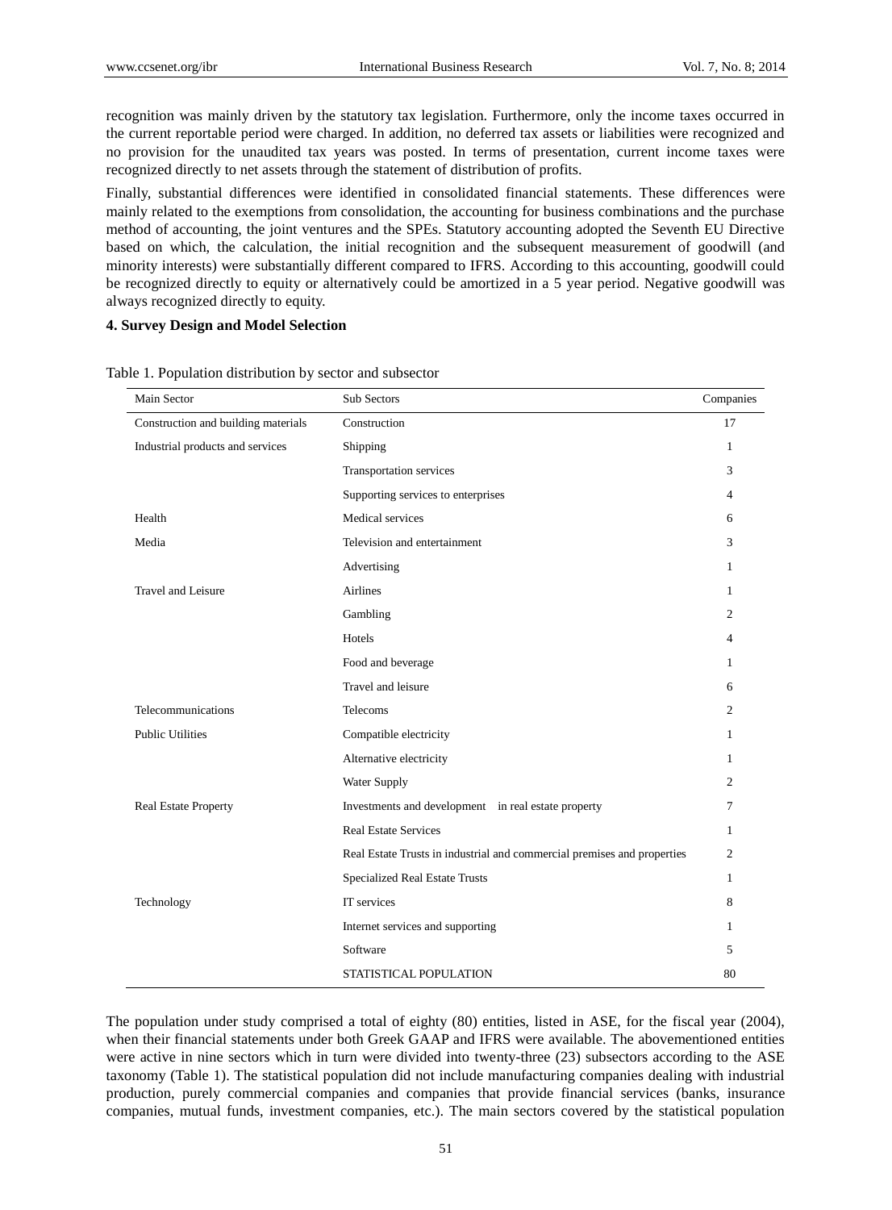recognition was mainly driven by the statutory tax legislation. Furthermore, only the income taxes occurred in the current reportable period were charged. In addition, no deferred tax assets or liabilities were recognized and no provision for the unaudited tax years was posted. In terms of presentation, current income taxes were recognized directly to net assets through the statement of distribution of profits.

Finally, substantial differences were identified in consolidated financial statements. These differences were mainly related to the exemptions from consolidation, the accounting for business combinations and the purchase method of accounting, the joint ventures and the SPEs. Statutory accounting adopted the Seventh EU Directive based on which, the calculation, the initial recognition and the subsequent measurement of goodwill (and minority interests) were substantially different compared to IFRS. According to this accounting, goodwill could be recognized directly to equity or alternatively could be amortized in a 5 year period. Negative goodwill was always recognized directly to equity.

## 4. Survey Design and Model Selection

Table 1. Population distribution by sector and subsector

| Main Sector | Sub Sectors | Companies |
|---|---|---|
| Construction and building materials | Construction | 17 |
| Industrial products and services | Shipping | 1 |
| | Transportation services | 3 |
| | Supporting services to enterprises | 4 |
| Health | Medical services | 6 |
| Media | Television and entertainment | 3 |
| | Advertising | 1 |
| Travel and Leisure | Airlines | 1 |
| | Gambling | 2 |
| | Hotels | 4 |
| | Food and beverage | 1 |
| | Travel and leisure | 6 |
| Telecommunications | Telecoms | 2 |
| Public Utilities | Compatible electricity | 1 |
| | Alternative electricity | 1 |
| | Water Supply | 2 |
| Real Estate Property | Investments and development in real estate property | 7 |
| | Real Estate Services | 1 |
| | Real Estate Trusts in industrial and commercial premises and properties | 2 |
| | Specialized Real Estate Trusts | 1 |
| Technology | IT services | 8 |
| | Internet services and supporting | 1 |
| | Software | 5 |
| | STATISTICAL POPULATION | 80 |

The population under study comprised a total of eighty (80) entities, listed in ASE, for the fiscal year (2004), when their financial statements under both Greek GAAP and IFRS were available. The abovementioned entities were active in nine sectors which in turn were divided into twenty-three (23) subsectors according to the ASE taxonomy (Table 1). The statistical population did not include manufacturing companies dealing with industrial production, purely commercial companies and companies that provide financial services (banks, insurance companies, mutual funds, investment companies, etc.). The main sectors covered by the statistical population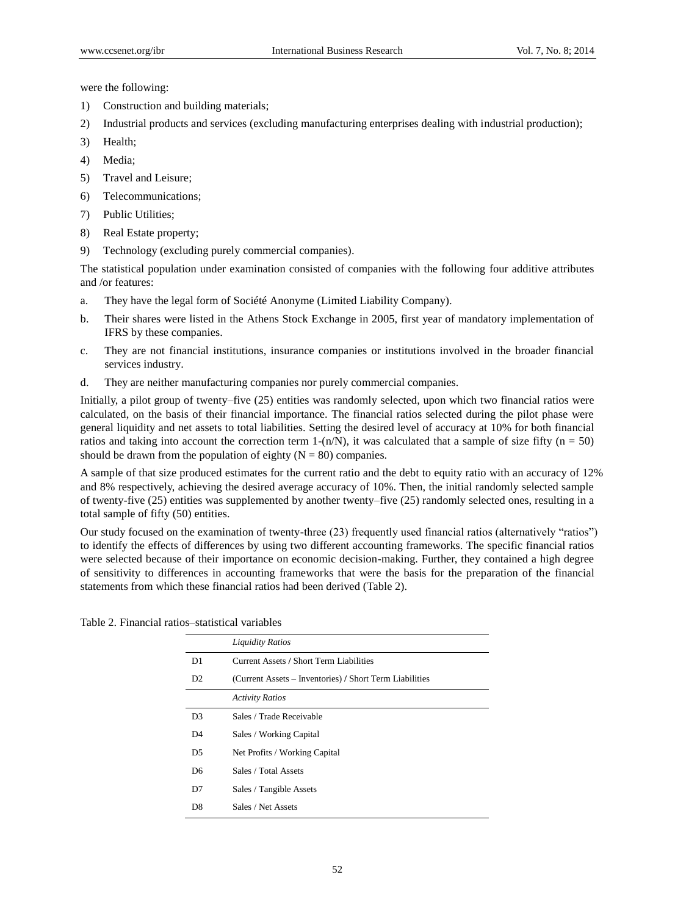were the following:

1) Construction and building materials;
2) Industrial products and services (excluding manufacturing enterprises dealing with industrial production);
3) Health;
4) Media;
5) Travel and Leisure;
6) Telecommunications;
7) Public Utilities;
8) Real Estate property;
9) Technology (excluding purely commercial companies).

The statistical population under examination consisted of companies with the following four additive attributes and /or features:

a. They have the legal form of Société Anonyme (Limited Liability Company).
b. Their shares were listed in the Athens Stock Exchange in 2005, first year of mandatory implementation of IFRS by these companies.
c. They are not financial institutions, insurance companies or institutions involved in the broader financial services industry.
d. They are neither manufacturing companies nor purely commercial companies.

Initially, a pilot group of twenty–five (25) entities was randomly selected, upon which two financial ratios were calculated, on the basis of their financial importance. The financial ratios selected during the pilot phase were general liquidity and net assets to total liabilities. Setting the desired level of accuracy at 10% for both financial ratios and taking into account the correction term $1-(n/N)$, it was calculated that a sample of size fifty ($n = 50$) should be drawn from the population of eighty ($N = 80$) companies.

A sample of that size produced estimates for the current ratio and the debt to equity ratio with an accuracy of 12% and 8% respectively, achieving the desired average accuracy of 10%. Then, the initial randomly selected sample of twenty-five (25) entities was supplemented by another twenty–five (25) randomly selected ones, resulting in a total sample of fifty (50) entities.

Our study focused on the examination of twenty-three (23) frequently used financial ratios (alternatively "ratios") to identify the effects of differences by using two different accounting frameworks. The specific financial ratios were selected because of their importance on economic decision-making. Further, they contained a high degree of sensitivity to differences in accounting frameworks that were the basis for the preparation of the financial statements from which these financial ratios had been derived (Table 2).

Table 2. Financial ratios–statistical variables

| | *Liquidity Ratios* |
|---|---|
| D1 | Current Assets / Short Term Liabilities |
| D2 | (Current Assets – Inventories) / Short Term Liabilities |
| | *Activity Ratios* |
| D3 | Sales / Trade Receivable |
| D4 | Sales / Working Capital |
| D5 | Net Profits / Working Capital |
| D6 | Sales / Total Assets |
| D7 | Sales / Tangible Assets |
| D8 | Sales / Net Assets |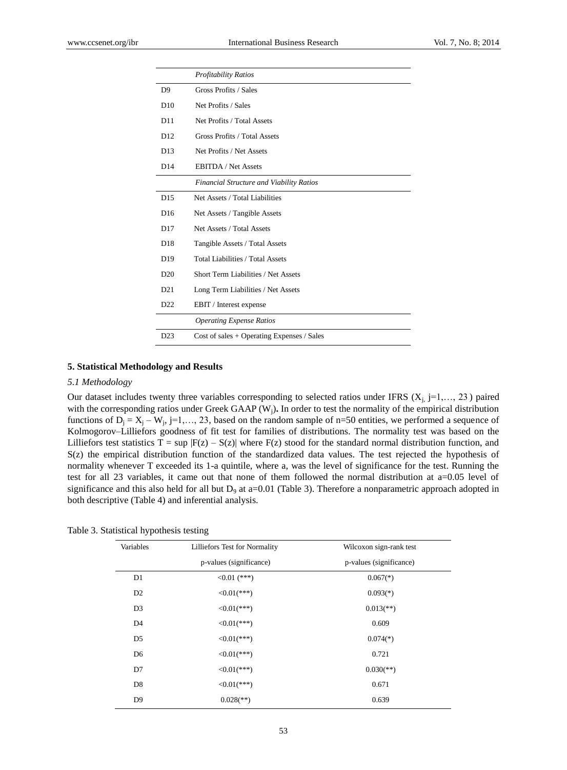| | *Profitability Ratios* |
|---|---|
| D9 | Gross Profits / Sales |
| D10 | Net Profits / Sales |
| D11 | Net Profits / Total Assets |
| D12 | Gross Profits / Total Assets |
| D13 | Net Profits / Net Assets |
| D14 | EBITDA / Net Assets |
| | *Financial Structure and Viability Ratios* |
| D15 | Net Assets / Total Liabilities |
| D16 | Net Assets / Tangible Assets |
| D17 | Net Assets / Total Assets |
| D18 | Tangible Assets / Total Assets |
| D19 | Total Liabilities / Total Assets |
| D20 | Short Term Liabilities / Net Assets |
| D21 | Long Term Liabilities / Net Assets |
| D22 | EBIT / Interest expense |
| | *Operating Expense Ratios* |
| D23 | Cost of sales + Operating Expenses / Sales |

## 5. Statistical Methodology and Results

### 5.1 Methodology

Our dataset includes twenty three variables corresponding to selected ratios under IFRS ($X_j$, j=1,…, 23 ) paired with the corresponding ratios under Greek GAAP ($W_j$). In order to test the normality of the empirical distribution functions of $D_j = X_j – W_j$, j=1,…, 23, based on the random sample of n=50 entities, we performed a sequence of Kolmogorov–Lilliefors goodness of fit test for families of distributions. The normality test was based on the Lilliefors test statistics $T = \sup |F(z) – S(z)|$ where F(z) stood for the standard normal distribution function, and S(z) the empirical distribution function of the standardized data values. The test rejected the hypothesis of normality whenever T exceeded its 1-a quintile, where a, was the level of significance for the test. Running the test for all 23 variables, it came out that none of them followed the normal distribution at a=0.05 level of significance and this also held for all but $D_9$ at a=0.01 (Table 3). Therefore a nonparametric approach adopted in both descriptive (Table 4) and inferential analysis.

Table 3. Statistical hypothesis testing

| Variables | Lilliefors Test for Normality | Wilcoxon sign-rank test |
|---|---|---|
| | p-values (significance) | p-values (significance) |
| D1 | <0.01 (***) | 0.067(*) |
| D2 | <0.01(***) | 0.093(*) |
| D3 | <0.01(***) | 0.013(**) |
| D4 | <0.01(***) | 0.609 |
| D5 | <0.01(***) | 0.074(*) |
| D6 | <0.01(***) | 0.721 |
| D7 | <0.01(***) | 0.030(**) |
| D8 | <0.01(***) | 0.671 |
| D9 | 0.028(**) | 0.639 |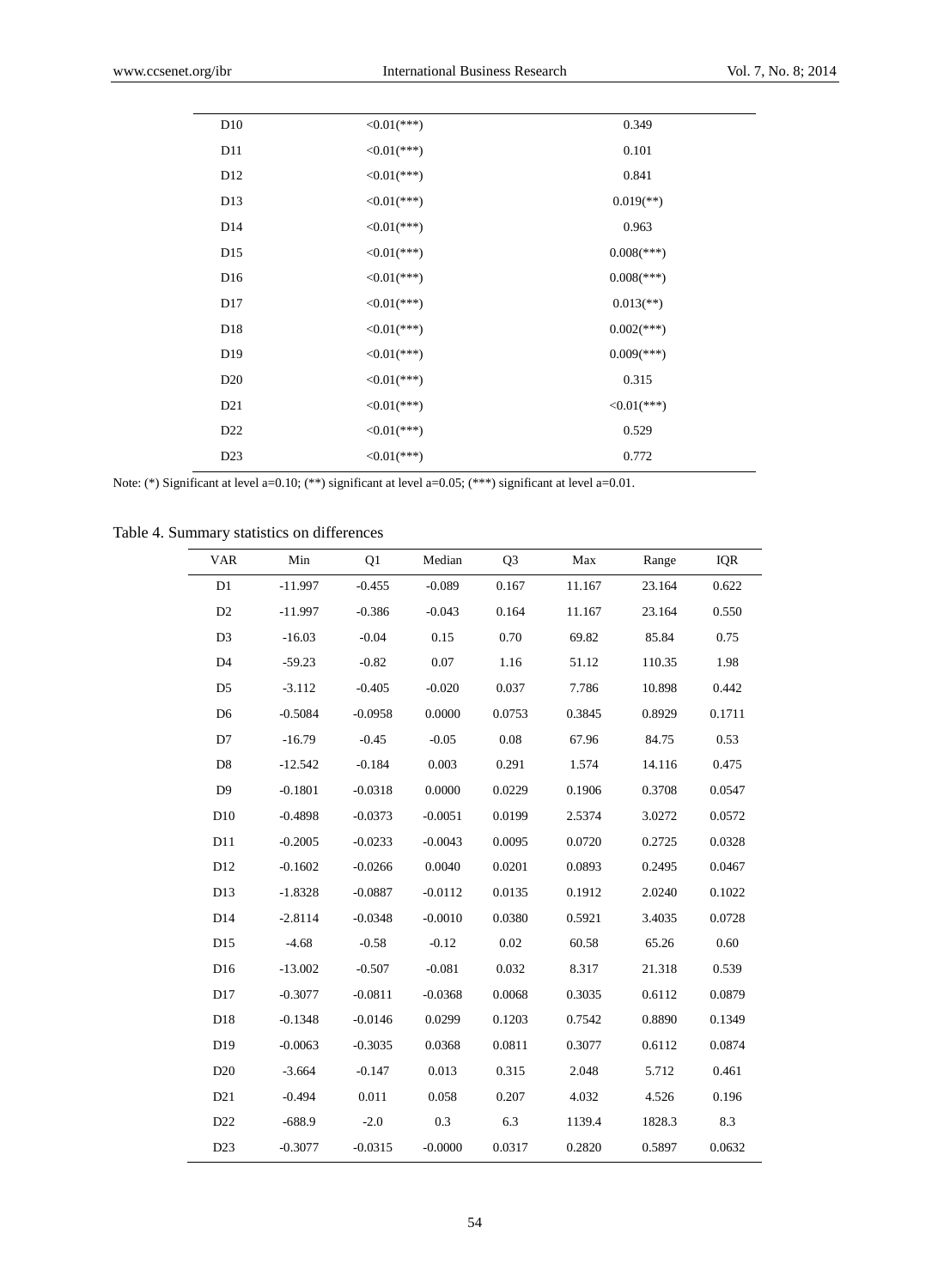| | | |
|---|---|---|
| D10 | <0.01(***) | 0.349 |
| D11 | <0.01(***) | 0.101 |
| D12 | <0.01(***) | 0.841 |
| D13 | <0.01(***) | 0.019(**) |
| D14 | <0.01(***) | 0.963 |
| D15 | <0.01(***) | 0.008(***) |
| D16 | <0.01(***) | 0.008(***) |
| D17 | <0.01(***) | 0.013(**) |
| D18 | <0.01(***) | 0.002(***) |
| D19 | <0.01(***) | 0.009(***) |
| D20 | <0.01(***) | 0.315 |
| D21 | <0.01(***) | <0.01(***) |
| D22 | <0.01(***) | 0.529 |
| D23 | <0.01(***) | 0.772 |

Note: (*) Significant at level a=0.10; (**) significant at level a=0.05; (***) significant at level a=0.01.

Table 4. Summary statistics on differences

| VAR | Min | Q1 | Median | Q3 | Max | Range | IQR |
|---|---|---|---|---|---|---|---|
| D1 | -11.997 | -0.455 | -0.089 | 0.167 | 11.167 | 23.164 | 0.622 |
| D2 | -11.997 | -0.386 | -0.043 | 0.164 | 11.167 | 23.164 | 0.550 |
| D3 | -16.03 | -0.04 | 0.15 | 0.70 | 69.82 | 85.84 | 0.75 |
| D4 | -59.23 | -0.82 | 0.07 | 1.16 | 51.12 | 110.35 | 1.98 |
| D5 | -3.112 | -0.405 | -0.020 | 0.037 | 7.786 | 10.898 | 0.442 |
| D6 | -0.5084 | -0.0958 | 0.0000 | 0.0753 | 0.3845 | 0.8929 | 0.1711 |
| D7 | -16.79 | -0.45 | -0.05 | 0.08 | 67.96 | 84.75 | 0.53 |
| D8 | -12.542 | -0.184 | 0.003 | 0.291 | 1.574 | 14.116 | 0.475 |
| D9 | -0.1801 | -0.0318 | 0.0000 | 0.0229 | 0.1906 | 0.3708 | 0.0547 |
| D10 | -0.4898 | -0.0373 | -0.0051 | 0.0199 | 2.5374 | 3.0272 | 0.0572 |
| D11 | -0.2005 | -0.0233 | -0.0043 | 0.0095 | 0.0720 | 0.2725 | 0.0328 |
| D12 | -0.1602 | -0.0266 | 0.0040 | 0.0201 | 0.0893 | 0.2495 | 0.0467 |
| D13 | -1.8328 | -0.0887 | -0.0112 | 0.0135 | 0.1912 | 2.0240 | 0.1022 |
| D14 | -2.8114 | -0.0348 | -0.0010 | 0.0380 | 0.5921 | 3.4035 | 0.0728 |
| D15 | -4.68 | -0.58 | -0.12 | 0.02 | 60.58 | 65.26 | 0.60 |
| D16 | -13.002 | -0.507 | -0.081 | 0.032 | 8.317 | 21.318 | 0.539 |
| D17 | -0.3077 | -0.0811 | -0.0368 | 0.0068 | 0.3035 | 0.6112 | 0.0879 |
| D18 | -0.1348 | -0.0146 | 0.0299 | 0.1203 | 0.7542 | 0.8890 | 0.1349 |
| D19 | -0.0063 | -0.3035 | 0.0368 | 0.0811 | 0.3077 | 0.6112 | 0.0874 |
| D20 | -3.664 | -0.147 | 0.013 | 0.315 | 2.048 | 5.712 | 0.461 |
| D21 | -0.494 | 0.011 | 0.058 | 0.207 | 4.032 | 4.526 | 0.196 |
| D22 | -688.9 | -2.0 | 0.3 | 6.3 | 1139.4 | 1828.3 | 8.3 |
| D23 | -0.3077 | -0.0315 | -0.0000 | 0.0317 | 0.2820 | 0.5897 | 0.0632 |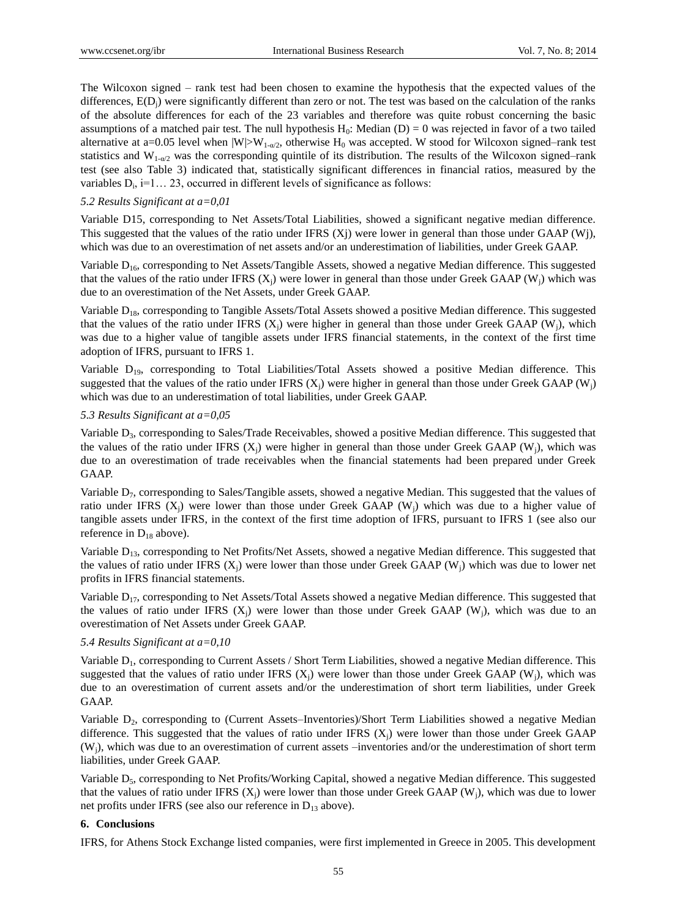The Wilcoxon signed – rank test had been chosen to examine the hypothesis that the expected values of the differences, $E(D_j)$ were significantly different than zero or not. The test was based on the calculation of the ranks of the absolute differences for each of the 23 variables and therefore was quite robust concerning the basic assumptions of a matched pair test. The null hypothesis $H_0$: Median (D) = 0 was rejected in favor of a two tailed alternative at a=0.05 level when $|W|>W_{1-\alpha/2}$, otherwise $H_0$ was accepted. W stood for Wilcoxon signed–rank test statistics and $W_{1-\alpha/2}$ was the corresponding quintile of its distribution. The results of the Wilcoxon signed–rank test (see also Table 3) indicated that, statistically significant differences in financial ratios, measured by the variables $D_i$, i=1… 23, occurred in different levels of significance as follows:

### *5.2 Results Significant at a=0,01*

Variable D15, corresponding to Net Assets/Total Liabilities, showed a significant negative median difference. This suggested that the values of the ratio under IFRS (Xj) were lower in general than those under GAAP (Wj), which was due to an overestimation of net assets and/or an underestimation of liabilities, under Greek GAAP.

Variable $D_{16}$, corresponding to Net Assets/Tangible Assets, showed a negative Median difference. This suggested that the values of the ratio under IFRS ($X_j$) were lower in general than those under Greek GAAP ($W_j$) which was due to an overestimation of the Net Assets, under Greek GAAP.

Variable $D_{18}$, corresponding to Tangible Assets/Total Assets showed a positive Median difference. This suggested that the values of the ratio under IFRS ($X_j$) were higher in general than those under Greek GAAP ($W_j$), which was due to a higher value of tangible assets under IFRS financial statements, in the context of the first time adoption of IFRS, pursuant to IFRS 1.

Variable $D_{19}$, corresponding to Total Liabilities/Total Assets showed a positive Median difference. This suggested that the values of the ratio under IFRS ($X_j$) were higher in general than those under Greek GAAP ($W_j$) which was due to an underestimation of total liabilities, under Greek GAAP.

### *5.3 Results Significant at a=0,05*

Variable $D_3$, corresponding to Sales/Trade Receivables, showed a positive Median difference. This suggested that the values of the ratio under IFRS ($X_j$) were higher in general than those under Greek GAAP ($W_j$), which was due to an overestimation of trade receivables when the financial statements had been prepared under Greek GAAP.

Variable $D_7$, corresponding to Sales/Tangible assets, showed a negative Median. This suggested that the values of ratio under IFRS ($X_j$) were lower than those under Greek GAAP ($W_j$) which was due to a higher value of tangible assets under IFRS, in the context of the first time adoption of IFRS, pursuant to IFRS 1 (see also our reference in $D_{18}$ above).

Variable $D_{13}$, corresponding to Net Profits/Net Assets, showed a negative Median difference. This suggested that the values of ratio under IFRS ($X_j$) were lower than those under Greek GAAP ($W_j$) which was due to lower net profits in IFRS financial statements.

Variable $D_{17}$, corresponding to Net Assets/Total Assets showed a negative Median difference. This suggested that the values of ratio under IFRS ($X_j$) were lower than those under Greek GAAP ($W_j$), which was due to an overestimation of Net Assets under Greek GAAP.

### *5.4 Results Significant at a=0,10*

Variable $D_1$, corresponding to Current Assets / Short Term Liabilities, showed a negative Median difference. This suggested that the values of ratio under IFRS ($X_j$) were lower than those under Greek GAAP ($W_j$), which was due to an overestimation of current assets and/or the underestimation of short term liabilities, under Greek GAAP.

Variable $D_2$, corresponding to (Current Assets–Inventories)/Short Term Liabilities showed a negative Median difference. This suggested that the values of ratio under IFRS ($X_j$) were lower than those under Greek GAAP ($W_j$), which was due to an overestimation of current assets –inventories and/or the underestimation of short term liabilities, under Greek GAAP.

Variable $D_5$, corresponding to Net Profits/Working Capital, showed a negative Median difference. This suggested that the values of ratio under IFRS ($X_j$) were lower than those under Greek GAAP ($W_j$), which was due to lower net profits under IFRS (see also our reference in $D_{13}$ above).

## **6. Conclusions**

IFRS, for Athens Stock Exchange listed companies, were first implemented in Greece in 2005. This development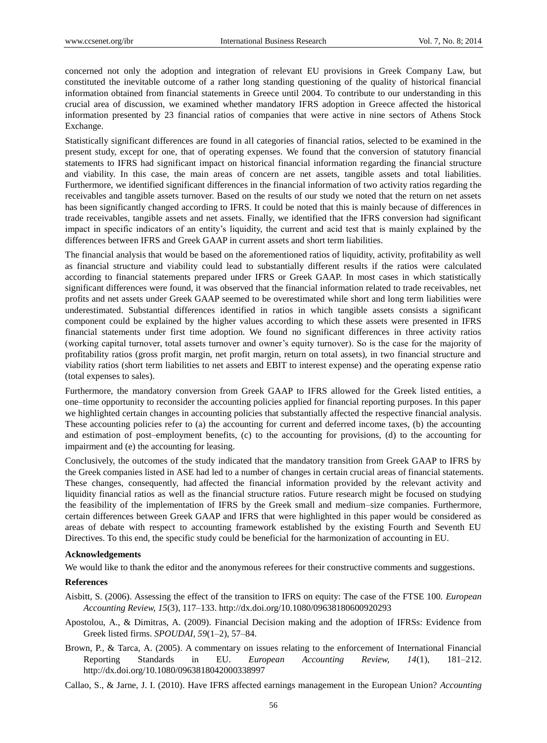concerned not only the adoption and integration of relevant EU provisions in Greek Company Law, but constituted the inevitable outcome of a rather long standing questioning of the quality of historical financial information obtained from financial statements in Greece until 2004. To contribute to our understanding in this crucial area of discussion, we examined whether mandatory IFRS adoption in Greece affected the historical information presented by 23 financial ratios of companies that were active in nine sectors of Athens Stock Exchange.

Statistically significant differences are found in all categories of financial ratios, selected to be examined in the present study, except for one, that of operating expenses. We found that the conversion of statutory financial statements to IFRS had significant impact on historical financial information regarding the financial structure and viability. In this case, the main areas of concern are net assets, tangible assets and total liabilities. Furthermore, we identified significant differences in the financial information of two activity ratios regarding the receivables and tangible assets turnover. Based on the results of our study we noted that the return on net assets has been significantly changed according to IFRS. It could be noted that this is mainly because of differences in trade receivables, tangible assets and net assets. Finally, we identified that the IFRS conversion had significant impact in specific indicators of an entity's liquidity, the current and acid test that is mainly explained by the differences between IFRS and Greek GAAP in current assets and short term liabilities.

The financial analysis that would be based on the aforementioned ratios of liquidity, activity, profitability as well as financial structure and viability could lead to substantially different results if the ratios were calculated according to financial statements prepared under IFRS or Greek GAAP. In most cases in which statistically significant differences were found, it was observed that the financial information related to trade receivables, net profits and net assets under Greek GAAP seemed to be overestimated while short and long term liabilities were underestimated. Substantial differences identified in ratios in which tangible assets consists a significant component could be explained by the higher values according to which these assets were presented in IFRS financial statements under first time adoption. We found no significant differences in three activity ratios (working capital turnover, total assets turnover and owner's equity turnover). So is the case for the majority of profitability ratios (gross profit margin, net profit margin, return on total assets), in two financial structure and viability ratios (short term liabilities to net assets and EBIT to interest expense) and the operating expense ratio (total expenses to sales).

Furthermore, the mandatory conversion from Greek GAAP to IFRS allowed for the Greek listed entities, a one–time opportunity to reconsider the accounting policies applied for financial reporting purposes. In this paper we highlighted certain changes in accounting policies that substantially affected the respective financial analysis. These accounting policies refer to (a) the accounting for current and deferred income taxes, (b) the accounting and estimation of post–employment benefits, (c) to the accounting for provisions, (d) to the accounting for impairment and (e) the accounting for leasing.

Conclusively, the outcomes of the study indicated that the mandatory transition from Greek GAAP to IFRS by the Greek companies listed in ASE had led to a number of changes in certain crucial areas of financial statements. These changes, consequently, had affected the financial information provided by the relevant activity and liquidity financial ratios as well as the financial structure ratios. Future research might be focused on studying the feasibility of the implementation of IFRS by the Greek small and medium–size companies. Furthermore, certain differences between Greek GAAP and IFRS that were highlighted in this paper would be considered as areas of debate with respect to accounting framework established by the existing Fourth and Seventh EU Directives. To this end, the specific study could be beneficial for the harmonization of accounting in EU.

### Acknowledgements

We would like to thank the editor and the anonymous referees for their constructive comments and suggestions.

### References

Aisbitt, S. (2006). Assessing the effect of the transition to IFRS on equity: The case of the FTSE 100. *European Accounting Review, 15*(3), 117–133. http://dx.doi.org/10.1080/09638180600920293

Apostolou, A., & Dimitras, A. (2009). Financial Decision making and the adoption of IFRSs: Evidence from Greek listed firms. *SPOUDAI, 59*(1–2), 57–84.

Brown, P., & Tarca, A. (2005). A commentary on issues relating to the enforcement of International Financial Reporting Standards in EU. *European Accounting Review, 14*(1), 181–212. http://dx.doi.org/10.1080/0963818042000338997

Callao, S., & Jarne, J. I. (2010). Have IFRS affected earnings management in the European Union? *Accounting*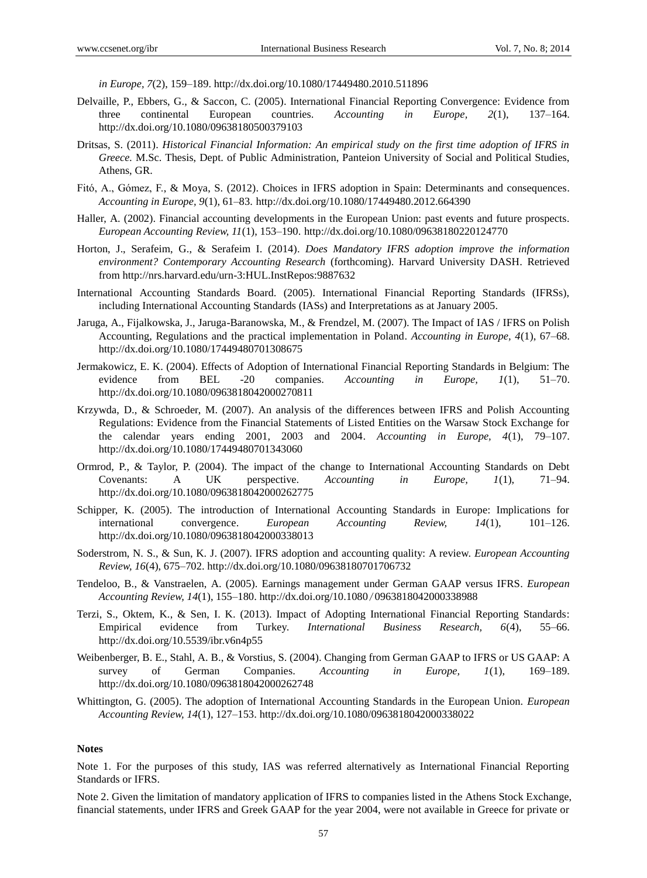*in Europe, 7*(2), 159–189. http://dx.doi.org/10.1080/17449480.2010.511896

Delvaille, P., Ebbers, G., & Saccon, C. (2005). International Financial Reporting Convergence: Evidence from three continental European countries. *Accounting in Europe, 2*(1), 137–164. http://dx.doi.org/10.1080/09638180500379103

Dritsas, S. (2011). *Historical Financial Information: An empirical study on the first time adoption of IFRS in Greece.* M.Sc. Thesis, Dept. of Public Administration, Panteion University of Social and Political Studies, Athens, GR.

Fitó, A., Gómez, F., & Moya, S. (2012). Choices in IFRS adoption in Spain: Determinants and consequences. *Accounting in Europe, 9*(1), 61–83. http://dx.doi.org/10.1080/17449480.2012.664390

Haller, A. (2002). Financial accounting developments in the European Union: past events and future prospects. *European Accounting Review, 11*(1), 153–190. http://dx.doi.org/10.1080/09638180220124770

Horton, J., Serafeim, G., & Serafeim I. (2014). *Does Mandatory IFRS adoption improve the information environment? Contemporary Accounting Research* (forthcoming). Harvard University DASH. Retrieved from http://nrs.harvard.edu/urn-3:HUL.InstRepos:9887632

International Accounting Standards Board. (2005). International Financial Reporting Standards (IFRSs), including International Accounting Standards (IASs) and Interpretations as at January 2005.

Jaruga, A., Fijalkowska, J., Jaruga-Baranowska, M., & Frendzel, M. (2007). The Impact of IAS / IFRS on Polish Accounting, Regulations and the practical implementation in Poland. *Accounting in Europe, 4*(1), 67–68. http://dx.doi.org/10.1080/17449480701308675

Jermakowicz, E. K. (2004). Effects of Adoption of International Financial Reporting Standards in Belgium: The evidence from BEL -20 companies. *Accounting in Europe, 1*(1), 51–70. http://dx.doi.org/10.1080/0963818042000270811

Krzywda, D., & Schroeder, M. (2007). An analysis of the differences between IFRS and Polish Accounting Regulations: Evidence from the Financial Statements of Listed Entities on the Warsaw Stock Exchange for the calendar years ending 2001, 2003 and 2004. *Accounting in Europe, 4*(1), 79–107. http://dx.doi.org/10.1080/17449480701343060

Ormrod, P., & Taylor, P. (2004). The impact of the change to International Accounting Standards on Debt Covenants: A UK perspective. *Accounting in Europe, 1*(1), 71–94. http://dx.doi.org/10.1080/0963818042000262775

Schipper, K. (2005). The introduction of International Accounting Standards in Europe: Implications for international convergence. *European Accounting Review, 14*(1), 101–126. http://dx.doi.org/10.1080/0963818042000338013

Soderstrom, N. S., & Sun, K. J. (2007). IFRS adoption and accounting quality: A review. *European Accounting Review, 16*(4), 675–702. http://dx.doi.org/10.1080/09638180701706732

Tendeloo, B., & Vanstraelen, A. (2005). Earnings management under German GAAP versus IFRS. *European Accounting Review, 14*(1), 155–180. http://dx.doi.org/10.1080 / 0963818042000338988

Terzi, S., Oktem, K., & Sen, I. K. (2013). Impact of Adopting International Financial Reporting Standards: Empirical evidence from Turkey. *International Business Research, 6*(4), 55–66. http://dx.doi.org/10.5539/ibr.v6n4p55

Weibenberger, B. E., Stahl, A. B., & Vorstius, S. (2004). Changing from German GAAP to IFRS or US GAAP: A survey of German Companies. *Accounting in Europe, 1*(1), 169–189. http://dx.doi.org/10.1080/0963818042000262748

Whittington, G. (2005). The adoption of International Accounting Standards in the European Union. *European Accounting Review, 14*(1), 127–153. http://dx.doi.org/10.1080/0963818042000338022

**Notes**

Note 1. For the purposes of this study, IAS was referred alternatively as International Financial Reporting Standards or IFRS.

Note 2. Given the limitation of mandatory application of IFRS to companies listed in the Athens Stock Exchange, financial statements, under IFRS and Greek GAAP for the year 2004, were not available in Greece for private or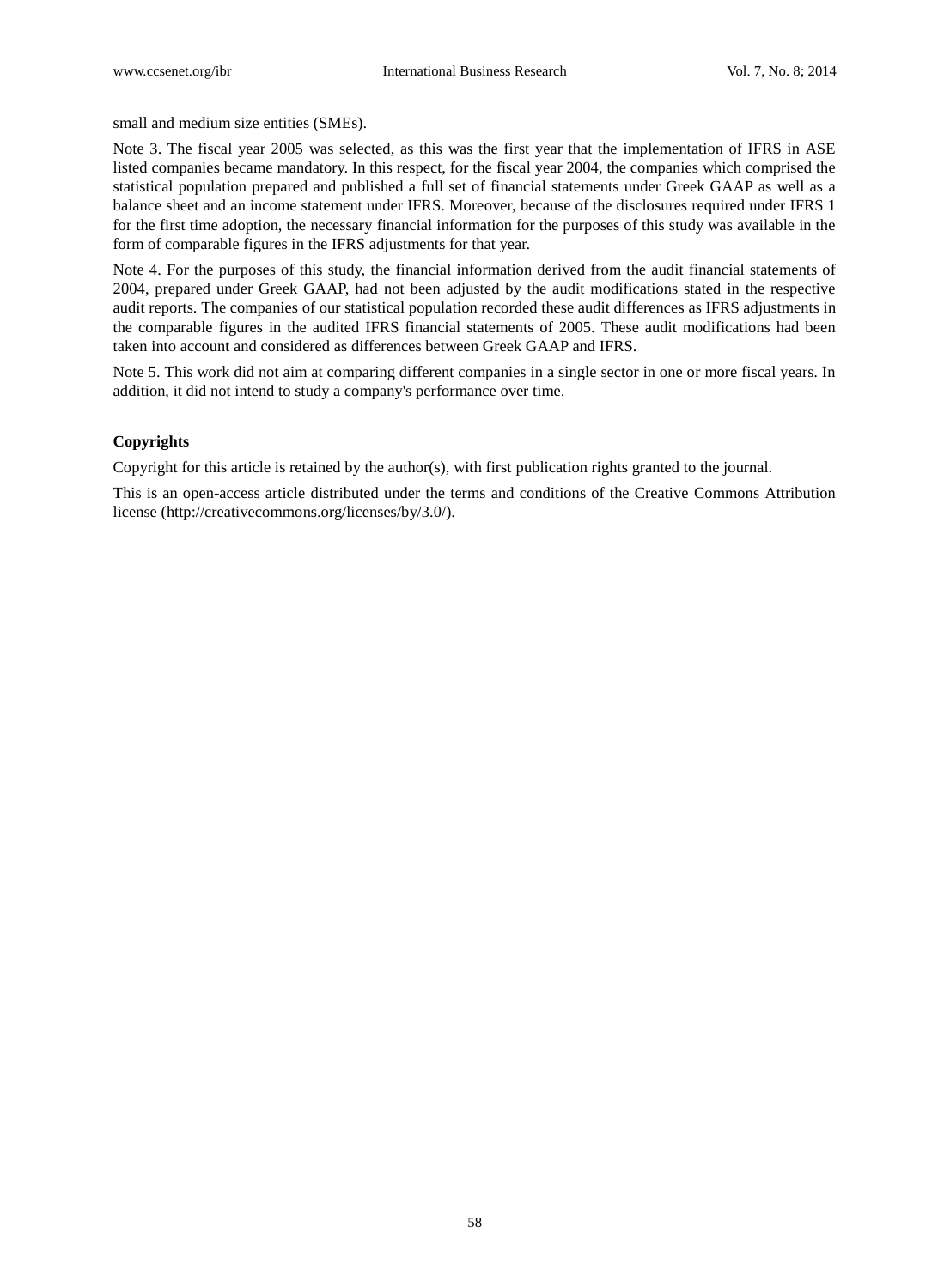small and medium size entities (SMEs).

Note 3. The fiscal year 2005 was selected, as this was the first year that the implementation of IFRS in ASE listed companies became mandatory. In this respect, for the fiscal year 2004, the companies which comprised the statistical population prepared and published a full set of financial statements under Greek GAAP as well as a balance sheet and an income statement under IFRS. Moreover, because of the disclosures required under IFRS 1 for the first time adoption, the necessary financial information for the purposes of this study was available in the form of comparable figures in the IFRS adjustments for that year.

Note 4. For the purposes of this study, the financial information derived from the audit financial statements of 2004, prepared under Greek GAAP, had not been adjusted by the audit modifications stated in the respective audit reports. The companies of our statistical population recorded these audit differences as IFRS adjustments in the comparable figures in the audited IFRS financial statements of 2005. These audit modifications had been taken into account and considered as differences between Greek GAAP and IFRS.

Note 5. This work did not aim at comparing different companies in a single sector in one or more fiscal years. In addition, it did not intend to study a company's performance over time.

### Copyrights

Copyright for this article is retained by the author(s), with first publication rights granted to the journal.

This is an open-access article distributed under the terms and conditions of the Creative Commons Attribution license (http://creativecommons.org/licenses/by/3.0/).